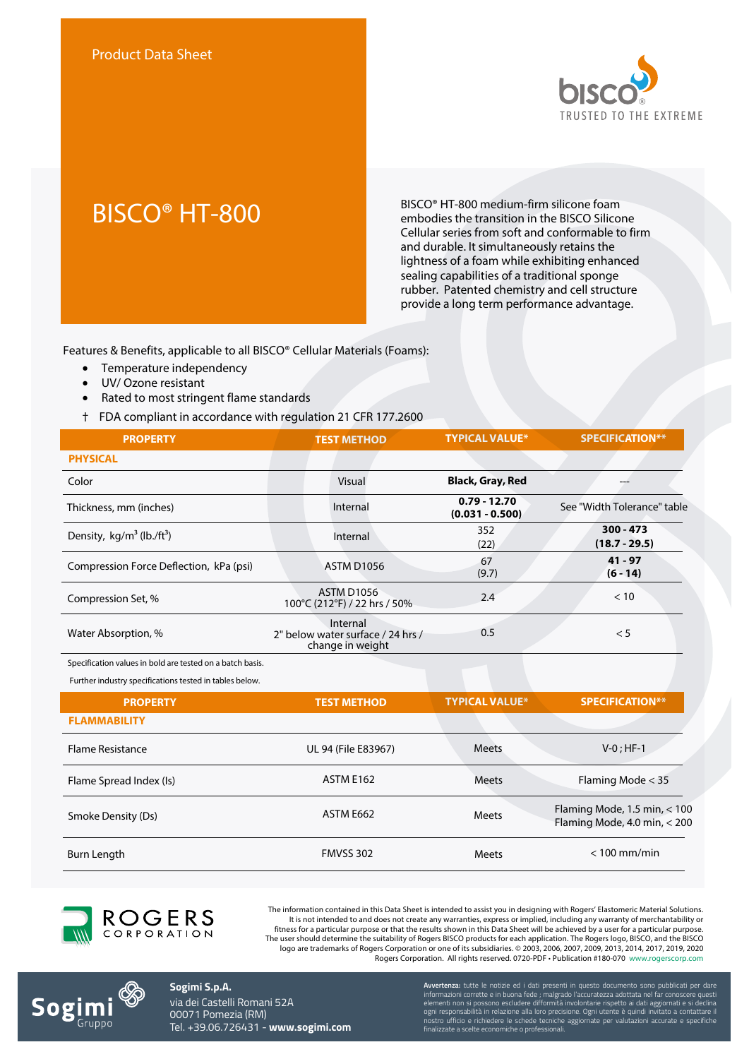Product Data Sheet

# BISCO® HT-800

BISCO® HT-800 medium-firm silicone foam embodies the transition in the BISCO Silicone Cellular series from soft and conformable to firm and durable. It simultaneously retains the lightness of a foam while exhibiting enhanced sealing capabilities of a traditional sponge rubber. Patented chemistry and cell structure provide a long term performance advantage.

Features & Benefits, applicable to all BISCO® Cellular Materials (Foams):

- Temperature independency
- UV/ Ozone resistant
- Rated to most stringent flame standards

† FDA compliant in accordance with regulation 21 CFR 177.2600

| PROPERTY | TEST METHOD | TYPICAL VALUE* | SPECIFICATION** |
|---|---|---|---|
| **PHYSICAL** | | | |
| Color | Visual | **Black, Gray, Red** | --- |
| Thickness, mm (inches) | Internal | **0.79 - 12.70 (0.031 - 0.500)** | See "Width Tolerance" table |
| Density, kg/m³ (lb./ft³) | Internal | 352 (22) | **300 - 473 (18.7 - 29.5)** |
| Compression Force Deflection, kPa (psi) | ASTM D1056 | 67 (9.7) | **41 - 97 (6 - 14)** |
| Compression Set, % | ASTM D1056 100°C (212°F) / 22 hrs / 50% | 2.4 | < 10 |
| Water Absorption, % | Internal 2" below water surface / 24 hrs / change in weight | 0.5 | < 5 |

Specification values in bold are tested on a batch basis.

Further industry specifications tested in tables below.

| PROPERTY | TEST METHOD | TYPICAL VALUE* | SPECIFICATION** |
|---|---|---|---|
| **FLAMMABILITY** | | | |
| Flame Resistance | UL 94 (File E83967) | Meets | V-0 ; HF-1 |
| Flame Spread Index (Is) | ASTM E162 | Meets | Flaming Mode < 35 |
| Smoke Density (Ds) | ASTM E662 | Meets | Flaming Mode, 1.5 min, < 100<br>Flaming Mode, 4.0 min, < 200 |
| Burn Length | FMVSS 302 | Meets | < 100 mm/min |

The information contained in this Data Sheet is intended to assist you in designing with Rogers' Elastomeric Material Solutions. It is not intended to and does not create any warranties, express or implied, including any warranty of merchantability or fitness for a particular purpose or that the results shown in this Data Sheet will be achieved by a user for a particular purpose. The user should determine the suitability of Rogers BISCO products for each application. The Rogers logo, BISCO, and the BISCO logo are trademarks of Rogers Corporation or one of its subsidiaries. © 2003, 2006, 2007, 2009, 2013, 2014, 2017, 2019, 2020 Rogers Corporation. All rights reserved. 0720-PDF • Publication #180-070 www.rogerscorp.com

**Sogimi S.p.A.**
via dei Castelli Romani 52A
00071 Pomezia (RM)
Tel. +39.06.726431 - **www.sogimi.com**

**Avvertenza:** tutte le notizie ed i dati presenti in questo documento sono pubblicati per dare informazioni corrette e in buona fede ; malgrado l'accuratezza adottata nel far conoscere questi elementi non si possono escludere difformità involontarie rispetto ai dati aggiornati e si declina ogni responsabilità in relazione alla loro precisione. Ogni utente è quindi invitato a contattare il nostro ufficio e richiedere le schede tecniche aggiornate per valutazioni accurate e specifiche finalizzate a scelte economiche o professionali.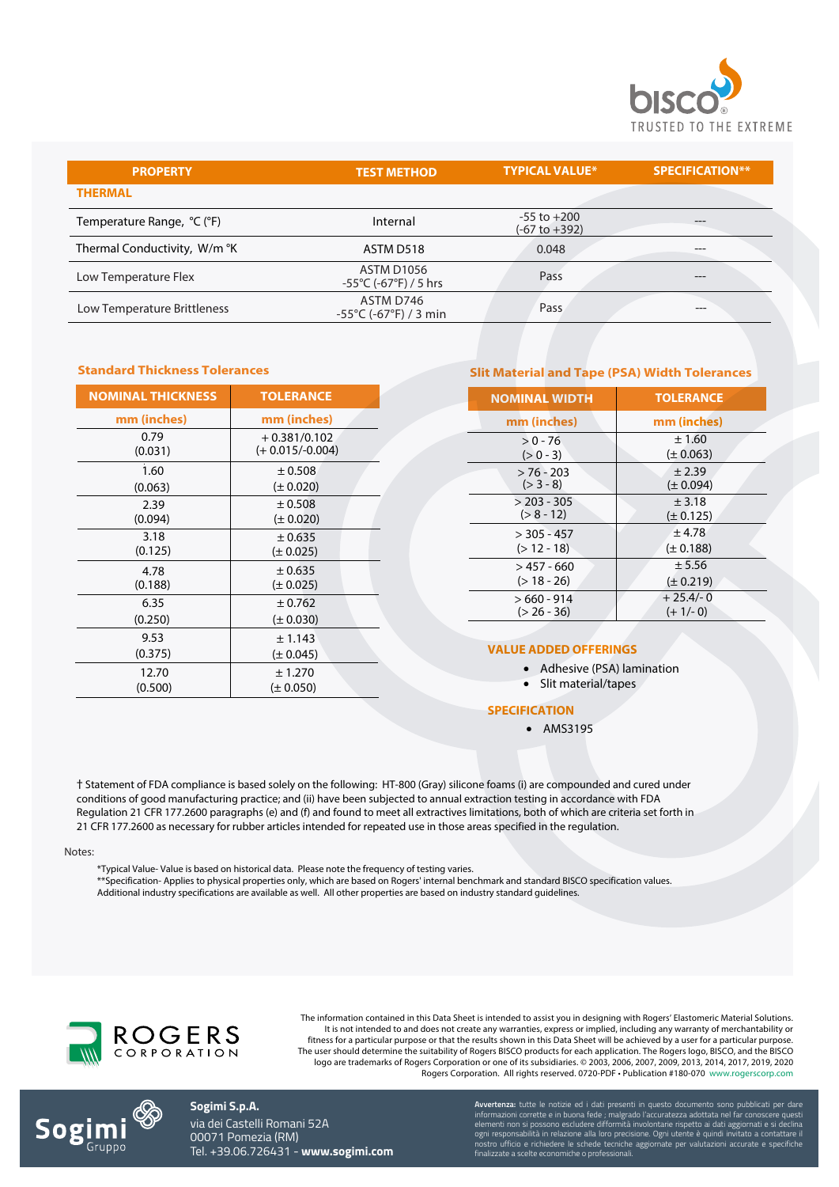| PROPERTY | TEST METHOD | TYPICAL VALUE* | SPECIFICATION** |
|---|---|---|---|
| **THERMAL** | | | |
| Temperature Range, °C (°F) | Internal | -55 to +200 (-67 to +392) | --- |
| Thermal Conductivity, W/m °K | ASTM D518 | 0.048 | --- |
| Low Temperature Flex | ASTM D1056 -55°C (-67°F) / 5 hrs | Pass | --- |
| Low Temperature Brittleness | ASTM D746 -55°C (-67°F) / 3 min | Pass | --- |

### Standard Thickness Tolerances

| NOMINAL THICKNESS | TOLERANCE |
|---|---|
| mm (inches) | mm (inches) |
| 0.79 (0.031) | + 0.381/0.102 (+ 0.015/-0.004) |
| 1.60 (0.063) | ± 0.508 (± 0.020) |
| 2.39 (0.094) | ± 0.508 (± 0.020) |
| 3.18 (0.125) | ± 0.635 (± 0.025) |
| 4.78 (0.188) | ± 0.635 (± 0.025) |
| 6.35 (0.250) | ± 0.762 (± 0.030) |
| 9.53 (0.375) | ± 1.143 (± 0.045) |
| 12.70 (0.500) | ± 1.270 (± 0.050) |

### Slit Material and Tape (PSA) Width Tolerances

| NOMINAL WIDTH | TOLERANCE |
|---|---|
| mm (inches) | mm (inches) |
| > 0 - 76 (> 0 - 3) | ± 1.60 (± 0.063) |
| > 76 - 203 (> 3 - 8) | ± 2.39 (± 0.094) |
| > 203 - 305 (> 8 - 12) | ± 3.18 (± 0.125) |
| > 305 - 457 (> 12 - 18) | ± 4.78 (± 0.188) |
| > 457 - 660 (> 18 - 26) | ± 5.56 (± 0.219) |
| > 660 - 914 (> 26 - 36) | + 25.4/- 0 (+ 1/- 0) |

### VALUE ADDED OFFERINGS

- Adhesive (PSA) lamination
- Slit material/tapes

### SPECIFICATION

- AMS3195

† Statement of FDA compliance is based solely on the following: HT-800 (Gray) silicone foams (i) are compounded and cured under conditions of good manufacturing practice; and (ii) have been subjected to annual extraction testing in accordance with FDA Regulation 21 CFR 177.2600 paragraphs (e) and (f) and found to meet all extractives limitations, both of which are criteria set forth in 21 CFR 177.2600 as necessary for rubber articles intended for repeated use in those areas specified in the regulation.

Notes:

*Typical Value- Value is based on historical data. Please note the frequency of testing varies.
**Specification- Applies to physical properties only, which are based on Rogers' internal benchmark and standard BISCO specification values. Additional industry specifications are available as well. All other properties are based on industry standard guidelines.

The information contained in this Data Sheet is intended to assist you in designing with Rogers' Elastomeric Material Solutions. It is not intended to and does not create any warranties, express or implied, including any warranty of merchantability or fitness for a particular purpose or that the results shown in this Data Sheet will be achieved by a user for a particular purpose. The user should determine the suitability of Rogers BISCO products for each application. The Rogers logo, BISCO, and the BISCO logo are trademarks of Rogers Corporation or one of its subsidiaries. © 2003, 2006, 2007, 2009, 2013, 2014, 2017, 2019, 2020 Rogers Corporation. All rights reserved. 0720-PDF • Publication #180-070 www.rogerscorp.com

**Sogimi S.p.A.**
via dei Castelli Romani 52A
00071 Pomezia (RM)
Tel. +39.06.726431 - **www.sogimi.com**

**Avvertenza:** tutte le notizie ed i dati presenti in questo documento sono pubblicati per dare informazioni corrette e in buona fede ; malgrado l'accuratezza adottata nel far conoscere questi elementi non si possono escludere difformità involontarie rispetto ai dati aggiornati e si declina ogni responsabilità in relazione alla loro precisione. Ogni utente è quindi invitato a contattare il nostro ufficio e richiedere le schede tecniche aggiornate per valutazioni accurate e specifiche finalizzate a scelte economiche o professionali.